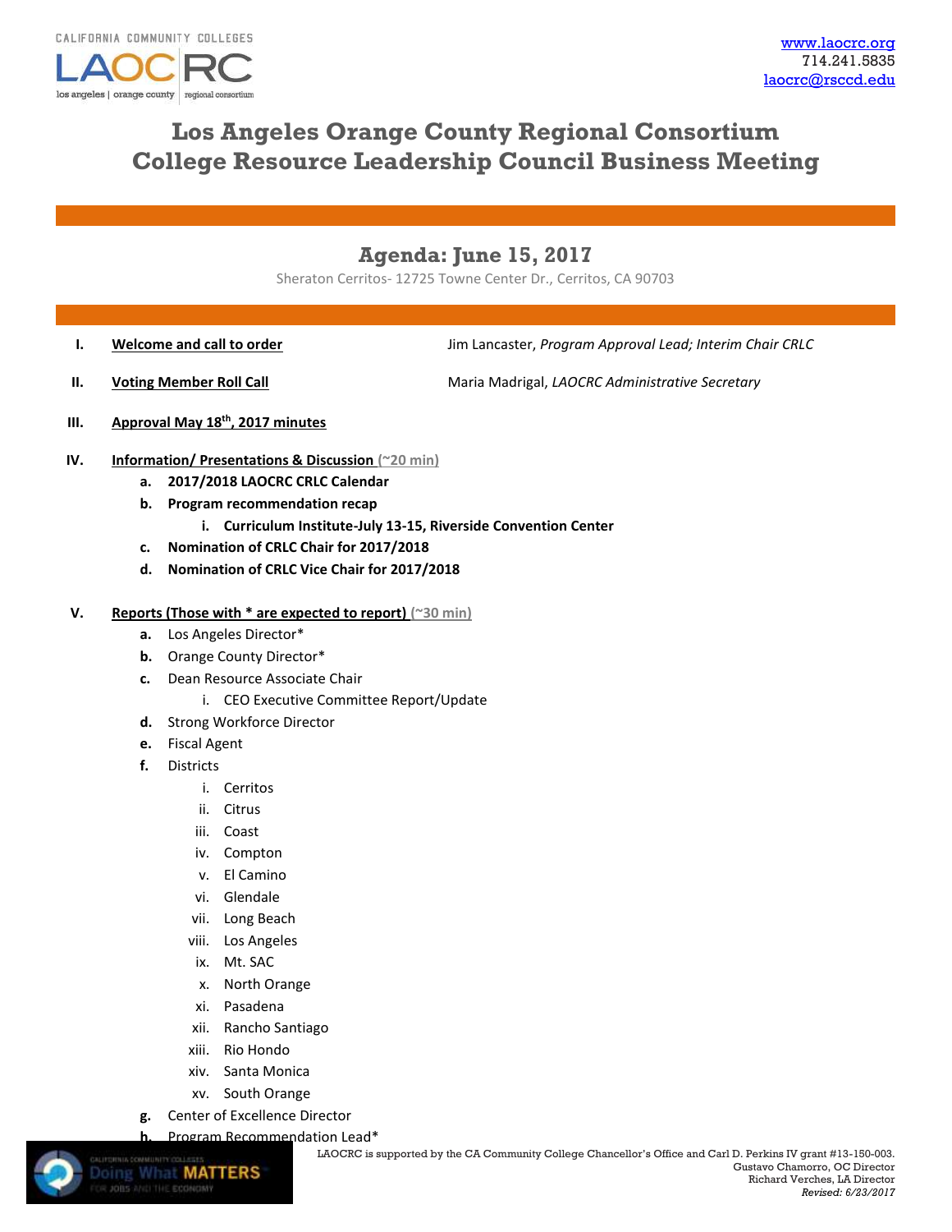www.laocrc.org
714.241.5835
laocrc@rsccd.edu

# Los Angeles Orange County Regional Consortium
# College Resource Leadership Council Business Meeting

## Agenda: June 15, 2017

Sheraton Cerritos- 12725 Towne Center Dr., Cerritos, CA 90703

I. **Welcome and call to order** — Jim Lancaster, *Program Approval Lead; Interim Chair CRLC*

II. **Voting Member Roll Call** — Maria Madrigal, *LAOCRC Administrative Secretary*

III. **Approval May 18th, 2017 minutes**

IV. **Information/ Presentations & Discussion** (~20 min)
   a. **2017/2018 LAOCRC CRLC Calendar**
   b. **Program recommendation recap**
      i. **Curriculum Institute-July 13-15, Riverside Convention Center**
   c. **Nomination of CRLC Chair for 2017/2018**
   d. **Nomination of CRLC Vice Chair for 2017/2018**

V. **Reports (Those with * are expected to report)** (~30 min)
   a. Los Angeles Director*
   b. Orange County Director*
   c. Dean Resource Associate Chair
      i. CEO Executive Committee Report/Update
   d. Strong Workforce Director
   e. Fiscal Agent
   f. Districts
      i. Cerritos
      ii. Citrus
      iii. Coast
      iv. Compton
      v. El Camino
      vi. Glendale
      vii. Long Beach
      viii. Los Angeles
      ix. Mt. SAC
      x. North Orange
      xi. Pasadena
      xii. Rancho Santiago
      xiii. Rio Hondo
      xiv. Santa Monica
      xv. South Orange
   g. Center of Excellence Director
   h. Program Recommendation Lead*

LAOCRC is supported by the CA Community College Chancellor's Office and Carl D. Perkins IV grant #13-150-003.
Gustavo Chamorro, OC Director
Richard Verches, LA Director
*Revised: 6/23/2017*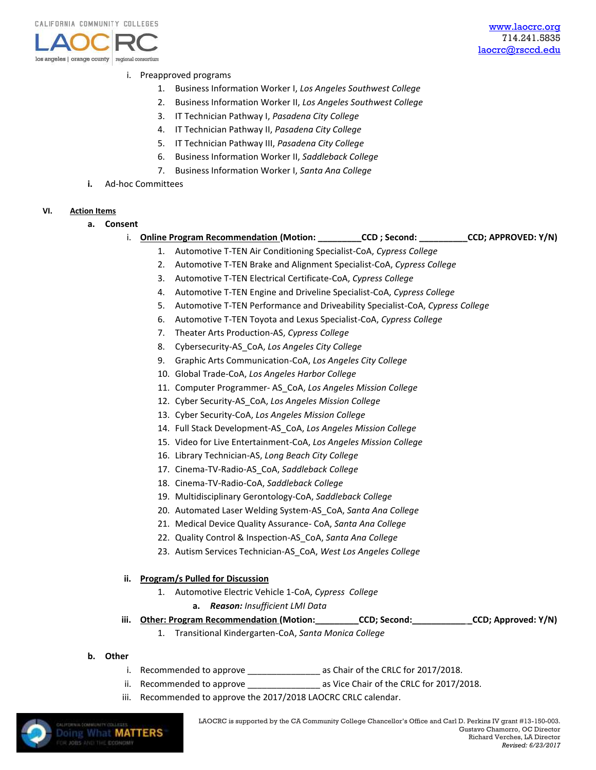i. Preapproved programs
   1. Business Information Worker I, *Los Angeles Southwest College*
   2. Business Information Worker II, *Los Angeles Southwest College*
   3. IT Technician Pathway I, *Pasadena City College*
   4. IT Technician Pathway II, *Pasadena City College*
   5. IT Technician Pathway III, *Pasadena City College*
   6. Business Information Worker II, *Saddleback College*
   7. Business Information Worker I, *Santa Ana College*

**i.** Ad-hoc Committees

**VI. <u>Action Items</u>**

**a. Consent**

i. **<u>Online Program Recommendation</u> (Motion: _________CCD ; Second: __________CCD; APPROVED: Y/N)**
   1. Automotive T-TEN Air Conditioning Specialist-CoA, *Cypress College*
   2. Automotive T-TEN Brake and Alignment Specialist-CoA, *Cypress College*
   3. Automotive T-TEN Electrical Certificate-CoA, *Cypress College*
   4. Automotive T-TEN Engine and Driveline Specialist-CoA, *Cypress College*
   5. Automotive T-TEN Performance and Driveability Specialist-CoA, *Cypress College*
   6. Automotive T-TEN Toyota and Lexus Specialist-CoA, *Cypress College*
   7. Theater Arts Production-AS, *Cypress College*
   8. Cybersecurity-AS_CoA, *Los Angeles City College*
   9. Graphic Arts Communication-CoA, *Los Angeles City College*
   10. Global Trade-CoA, *Los Angeles Harbor College*
   11. Computer Programmer- AS_CoA, *Los Angeles Mission College*
   12. Cyber Security-AS_CoA, *Los Angeles Mission College*
   13. Cyber Security-CoA, *Los Angeles Mission College*
   14. Full Stack Development-AS_CoA, *Los Angeles Mission College*
   15. Video for Live Entertainment-CoA, *Los Angeles Mission College*
   16. Library Technician-AS, *Long Beach City College*
   17. Cinema-TV-Radio-AS_CoA, *Saddleback College*
   18. Cinema-TV-Radio-CoA, *Saddleback College*
   19. Multidisciplinary Gerontology-CoA, *Saddleback College*
   20. Automated Laser Welding System-AS_CoA, *Santa Ana College*
   21. Medical Device Quality Assurance- CoA, *Santa Ana College*
   22. Quality Control & Inspection-AS_CoA, *Santa Ana College*
   23. Autism Services Technician-AS_CoA, *West Los Angeles College*

**ii. <u>Program/s Pulled for Discussion</u>**
   1. Automotive Electric Vehicle 1-CoA, *Cypress College*
      a. ***Reason:*** *Insufficient LMI Data*

**iii. <u>Other: Program Recommendation</u> (Motion:_________CCD; Second:____________CCD; Approved: Y/N)**
   1. Transitional Kindergarten-CoA, *Santa Monica College*

**b. Other**

i. Recommended to approve _______________ as Chair of the CRLC for 2017/2018.

ii. Recommended to approve _______________ as Vice Chair of the CRLC for 2017/2018.

iii. Recommended to approve the 2017/2018 LAOCRC CRLC calendar.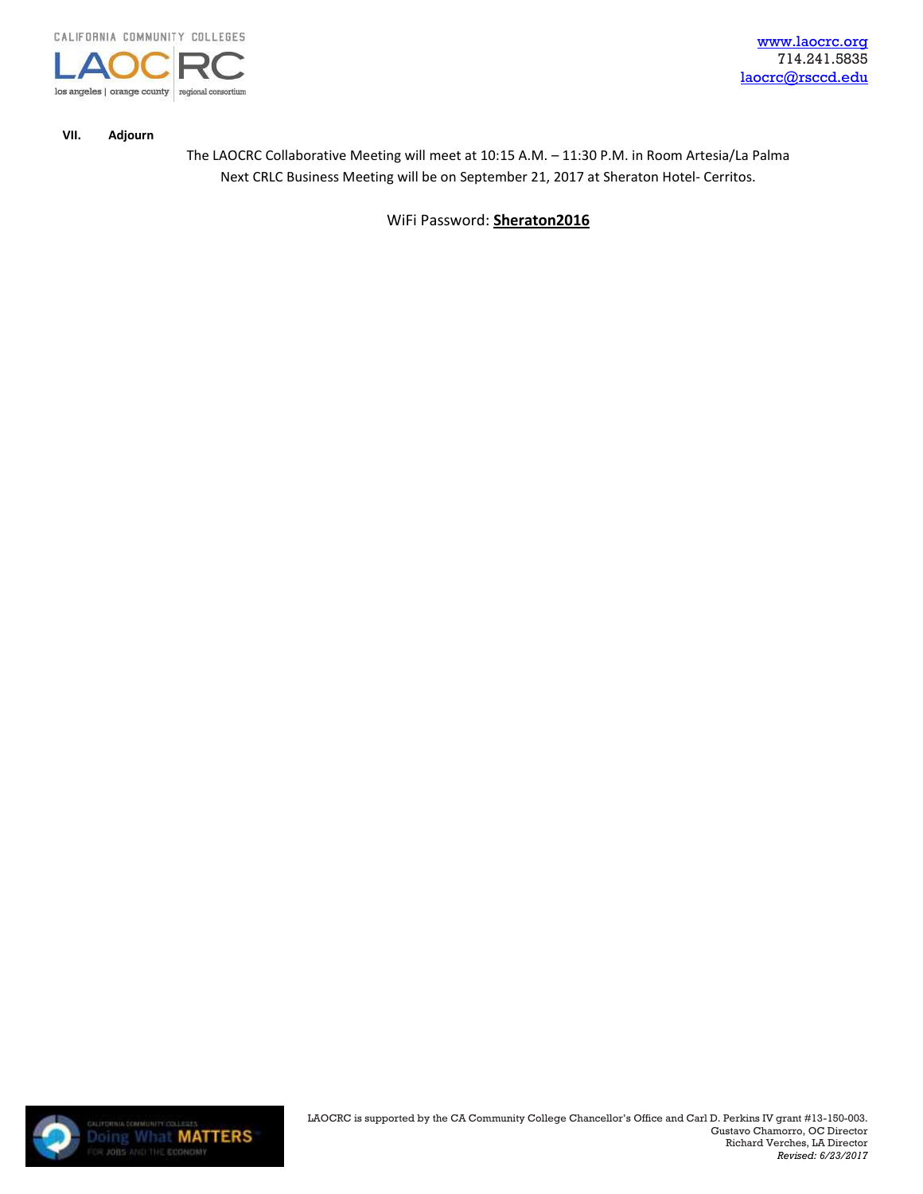**VII. Adjourn**

The LAOCRC Collaborative Meeting will meet at 10:15 A.M. – 11:30 P.M. in Room Artesia/La Palma
Next CRLC Business Meeting will be on September 21, 2017 at Sheraton Hotel- Cerritos.

WiFi Password: **Sheraton2016**

LAOCRC is supported by the CA Community College Chancellor's Office and Carl D. Perkins IV grant #13-150-003.
Gustavo Chamorro, OC Director
Richard Verches, LA Director
*Revised: 6/23/2017*